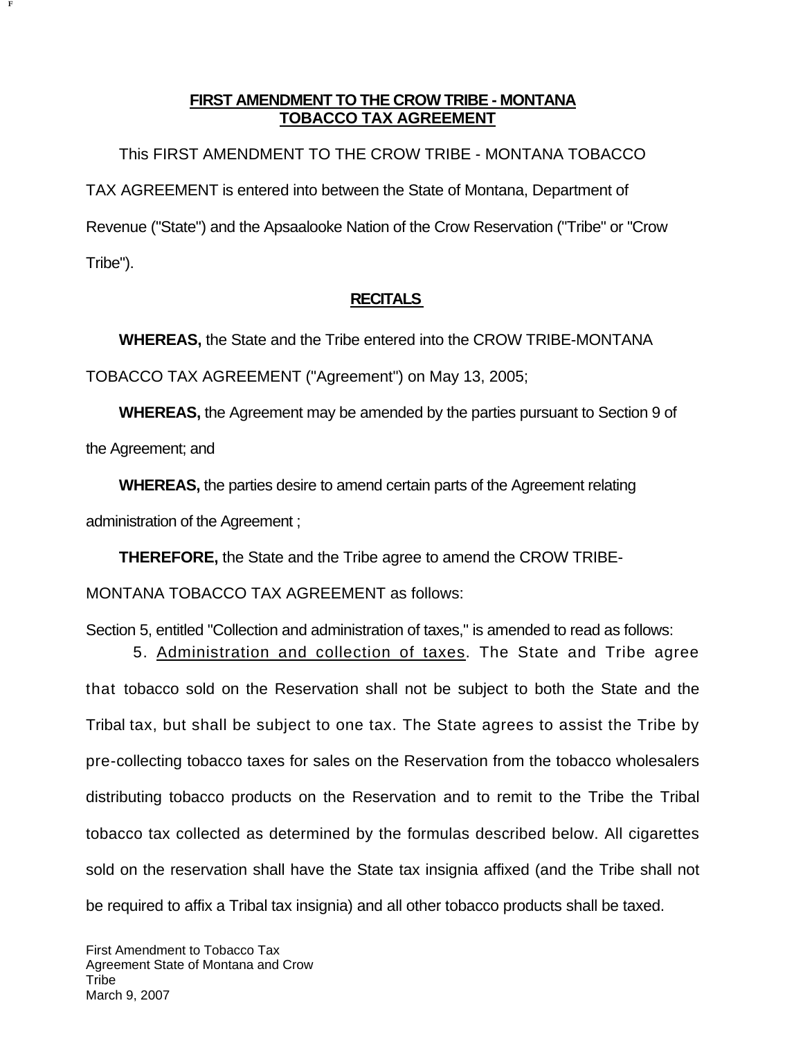# FIRST AMENDMENT TO THE CROW TRIBE - MONTANA TOBACCO TAX AGREEMENT

This FIRST AMENDMENT TO THE CROW TRIBE - MONTANA TOBACCO TAX AGREEMENT is entered into between the State of Montana, Department of Revenue ("State") and the Apsaalooke Nation of the Crow Reservation ("Tribe" or "Crow Tribe").

## RECITALS

**WHEREAS,** the State and the Tribe entered into the CROW TRIBE-MONTANA TOBACCO TAX AGREEMENT ("Agreement") on May 13, 2005;

**WHEREAS,** the Agreement may be amended by the parties pursuant to Section 9 of the Agreement; and

**WHEREAS,** the parties desire to amend certain parts of the Agreement relating administration of the Agreement ;

**THEREFORE,** the State and the Tribe agree to amend the CROW TRIBE-MONTANA TOBACCO TAX AGREEMENT as follows:

Section 5, entitled "Collection and administration of taxes," is amended to read as follows:

5. Administration and collection of taxes. The State and Tribe agree that tobacco sold on the Reservation shall not be subject to both the State and the Tribal tax, but shall be subject to one tax. The State agrees to assist the Tribe by pre-collecting tobacco taxes for sales on the Reservation from the tobacco wholesalers distributing tobacco products on the Reservation and to remit to the Tribe the Tribal tobacco tax collected as determined by the formulas described below. All cigarettes sold on the reservation shall have the State tax insignia affixed (and the Tribe shall not be required to affix a Tribal tax insignia) and all other tobacco products shall be taxed.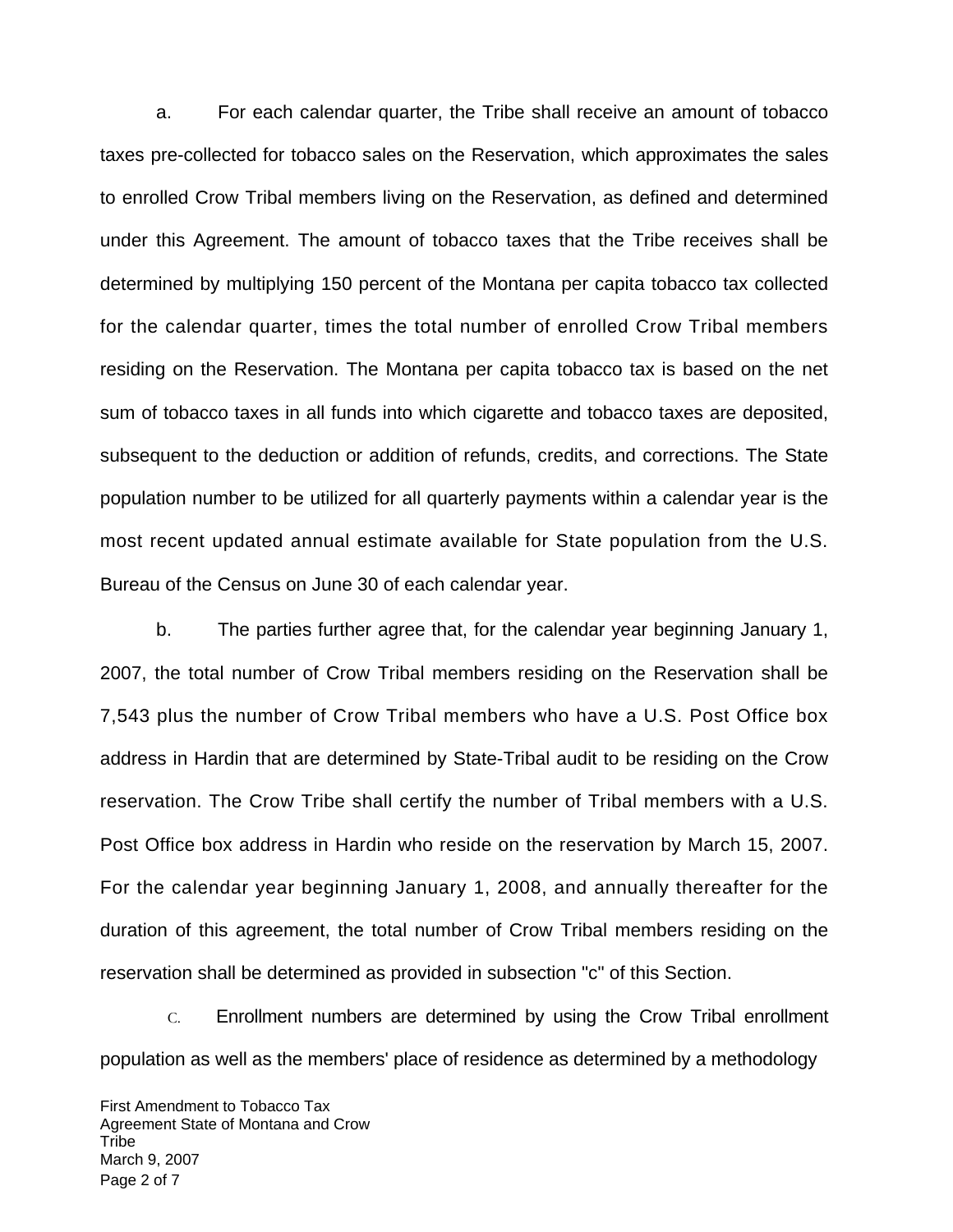a. For each calendar quarter, the Tribe shall receive an amount of tobacco taxes pre-collected for tobacco sales on the Reservation, which approximates the sales to enrolled Crow Tribal members living on the Reservation, as defined and determined under this Agreement. The amount of tobacco taxes that the Tribe receives shall be determined by multiplying 150 percent of the Montana per capita tobacco tax collected for the calendar quarter, times the total number of enrolled Crow Tribal members residing on the Reservation. The Montana per capita tobacco tax is based on the net sum of tobacco taxes in all funds into which cigarette and tobacco taxes are deposited, subsequent to the deduction or addition of refunds, credits, and corrections. The State population number to be utilized for all quarterly payments within a calendar year is the most recent updated annual estimate available for State population from the U.S. Bureau of the Census on June 30 of each calendar year.

b. The parties further agree that, for the calendar year beginning January 1, 2007, the total number of Crow Tribal members residing on the Reservation shall be 7,543 plus the number of Crow Tribal members who have a U.S. Post Office box address in Hardin that are determined by State-Tribal audit to be residing on the Crow reservation. The Crow Tribe shall certify the number of Tribal members with a U.S. Post Office box address in Hardin who reside on the reservation by March 15, 2007. For the calendar year beginning January 1, 2008, and annually thereafter for the duration of this agreement, the total number of Crow Tribal members residing on the reservation shall be determined as provided in subsection "c" of this Section.

c. Enrollment numbers are determined by using the Crow Tribal enrollment population as well as the members' place of residence as determined by a methodology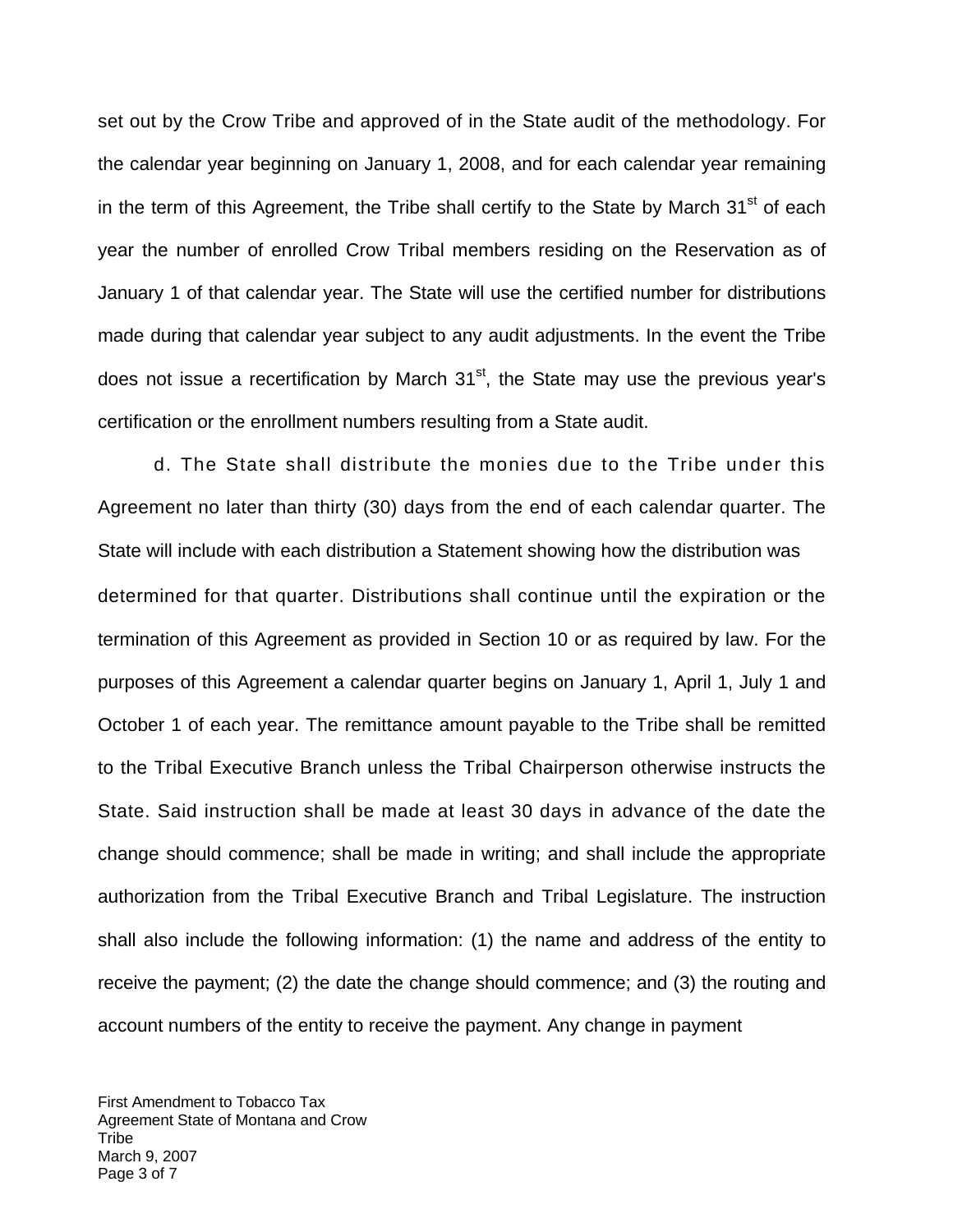set out by the Crow Tribe and approved of in the State audit of the methodology. For the calendar year beginning on January 1, 2008, and for each calendar year remaining in the term of this Agreement, the Tribe shall certify to the State by March 31st of each year the number of enrolled Crow Tribal members residing on the Reservation as of January 1 of that calendar year. The State will use the certified number for distributions made during that calendar year subject to any audit adjustments. In the event the Tribe does not issue a recertification by March 31st, the State may use the previous year's certification or the enrollment numbers resulting from a State audit.

d. The State shall distribute the monies due to the Tribe under this Agreement no later than thirty (30) days from the end of each calendar quarter. The State will include with each distribution a Statement showing how the distribution was determined for that quarter. Distributions shall continue until the expiration or the termination of this Agreement as provided in Section 10 or as required by law. For the purposes of this Agreement a calendar quarter begins on January 1, April 1, July 1 and October 1 of each year. The remittance amount payable to the Tribe shall be remitted to the Tribal Executive Branch unless the Tribal Chairperson otherwise instructs the State. Said instruction shall be made at least 30 days in advance of the date the change should commence; shall be made in writing; and shall include the appropriate authorization from the Tribal Executive Branch and Tribal Legislature. The instruction shall also include the following information: (1) the name and address of the entity to receive the payment; (2) the date the change should commence; and (3) the routing and account numbers of the entity to receive the payment. Any change in payment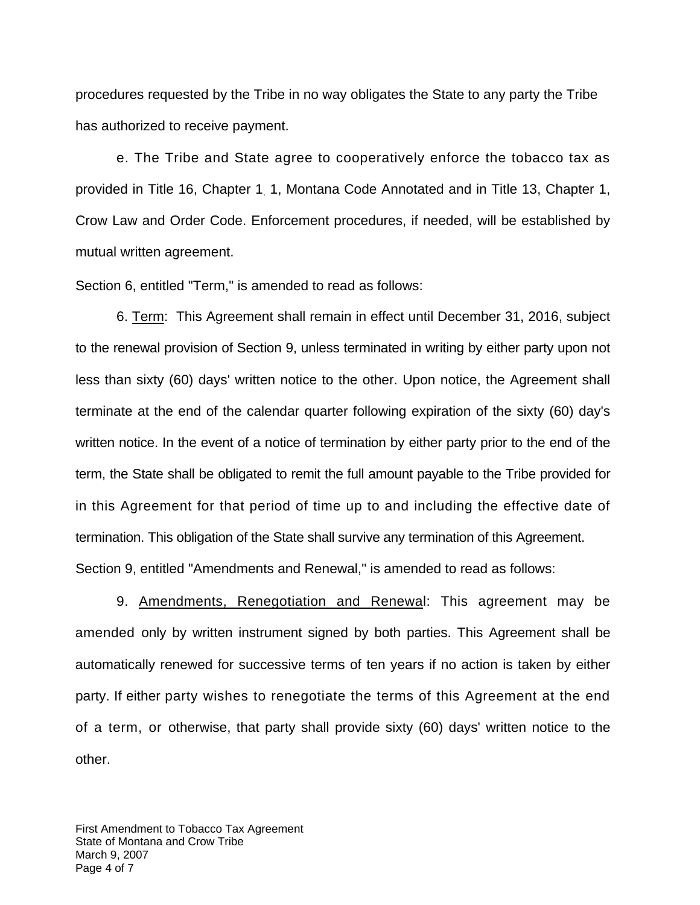procedures requested by the Tribe in no way obligates the State to any party the Tribe has authorized to receive payment.

e. The Tribe and State agree to cooperatively enforce the tobacco tax as provided in Title 16, Chapter 1. 1, Montana Code Annotated and in Title 13, Chapter 1, Crow Law and Order Code. Enforcement procedures, if needed, will be established by mutual written agreement.

Section 6, entitled "Term," is amended to read as follows:

6. <u>Term</u>: This Agreement shall remain in effect until December 31, 2016, subject to the renewal provision of Section 9, unless terminated in writing by either party upon not less than sixty (60) days' written notice to the other. Upon notice, the Agreement shall terminate at the end of the calendar quarter following expiration of the sixty (60) day's written notice. In the event of a notice of termination by either party prior to the end of the term, the State shall be obligated to remit the full amount payable to the Tribe provided for in this Agreement for that period of time up to and including the effective date of termination. This obligation of the State shall survive any termination of this Agreement.

Section 9, entitled "Amendments and Renewal," is amended to read as follows:

9. <u>Amendments, Renegotiation and Renewal</u>: This agreement may be amended only by written instrument signed by both parties. This Agreement shall be automatically renewed for successive terms of ten years if no action is taken by either party. If either party wishes to renegotiate the terms of this Agreement at the end of a term, or otherwise, that party shall provide sixty (60) days' written notice to the other.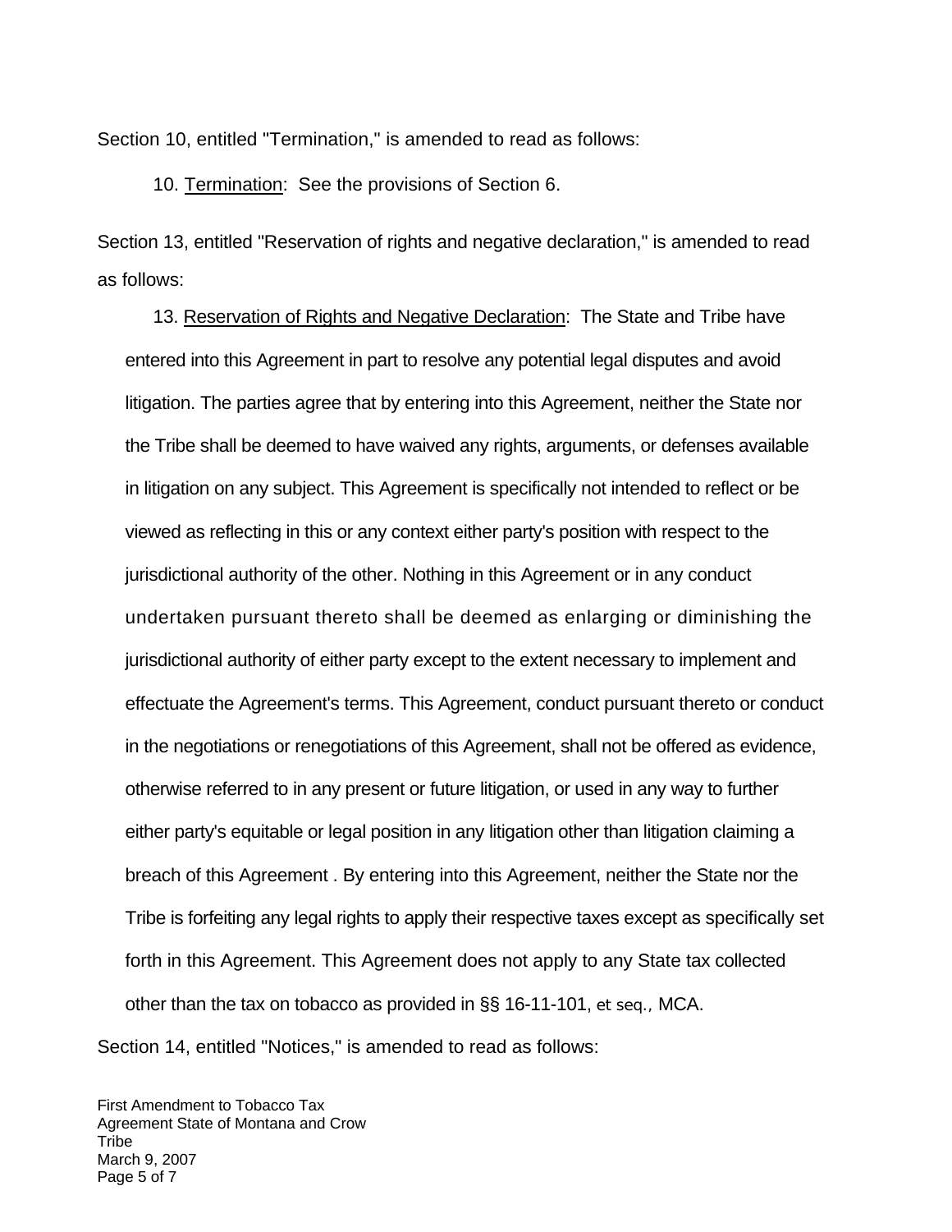Section 10, entitled "Termination," is amended to read as follows:

10. Termination: See the provisions of Section 6.

Section 13, entitled "Reservation of rights and negative declaration," is amended to read as follows:

13. Reservation of Rights and Negative Declaration: The State and Tribe have entered into this Agreement in part to resolve any potential legal disputes and avoid litigation. The parties agree that by entering into this Agreement, neither the State nor the Tribe shall be deemed to have waived any rights, arguments, or defenses available in litigation on any subject. This Agreement is specifically not intended to reflect or be viewed as reflecting in this or any context either party's position with respect to the jurisdictional authority of the other. Nothing in this Agreement or in any conduct undertaken pursuant thereto shall be deemed as enlarging or diminishing the jurisdictional authority of either party except to the extent necessary to implement and effectuate the Agreement's terms. This Agreement, conduct pursuant thereto or conduct in the negotiations or renegotiations of this Agreement, shall not be offered as evidence, otherwise referred to in any present or future litigation, or used in any way to further either party's equitable or legal position in any litigation other than litigation claiming a breach of this Agreement . By entering into this Agreement, neither the State nor the Tribe is forfeiting any legal rights to apply their respective taxes except as specifically set forth in this Agreement. This Agreement does not apply to any State tax collected other than the tax on tobacco as provided in §§ 16-11-101, *et seq.*, MCA.

Section 14, entitled "Notices," is amended to read as follows: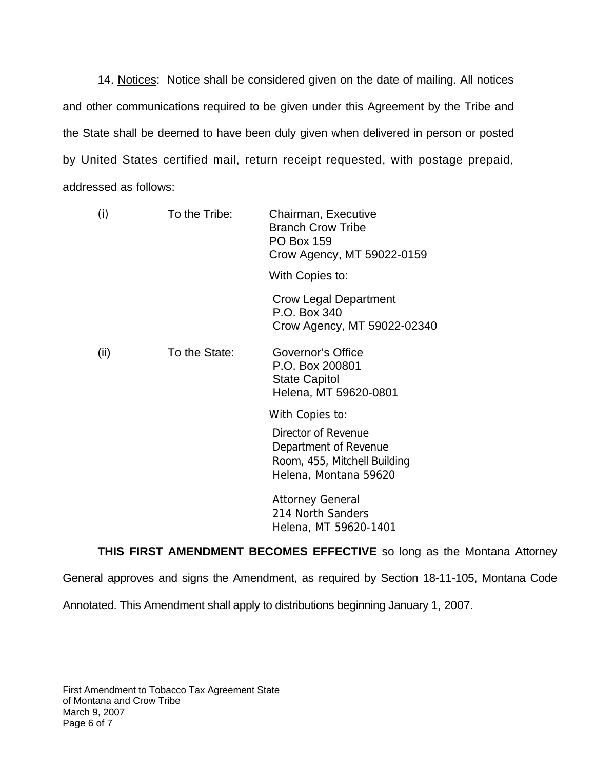14. Notices: Notice shall be considered given on the date of mailing. All notices and other communications required to be given under this Agreement by the Tribe and the State shall be deemed to have been duly given when delivered in person or posted by United States certified mail, return receipt requested, with postage prepaid, addressed as follows:

(i) To the Tribe:

Chairman, Executive  
Branch Crow Tribe  
PO Box 159  
Crow Agency, MT 59022-0159

With Copies to:

Crow Legal Department  
P.O. Box 340  
Crow Agency, MT 59022-02340

(ii) To the State:

Governor's Office  
P.O. Box 200801  
State Capitol  
Helena, MT 59620-0801

With Copies to:

Director of Revenue  
Department of Revenue  
Room, 455, Mitchell Building  
Helena, Montana 59620

Attorney General  
214 North Sanders  
Helena, MT 59620-1401

**THIS FIRST AMENDMENT BECOMES EFFECTIVE** so long as the Montana Attorney General approves and signs the Amendment, as required by Section 18-11-105, Montana Code Annotated. This Amendment shall apply to distributions beginning January 1, 2007.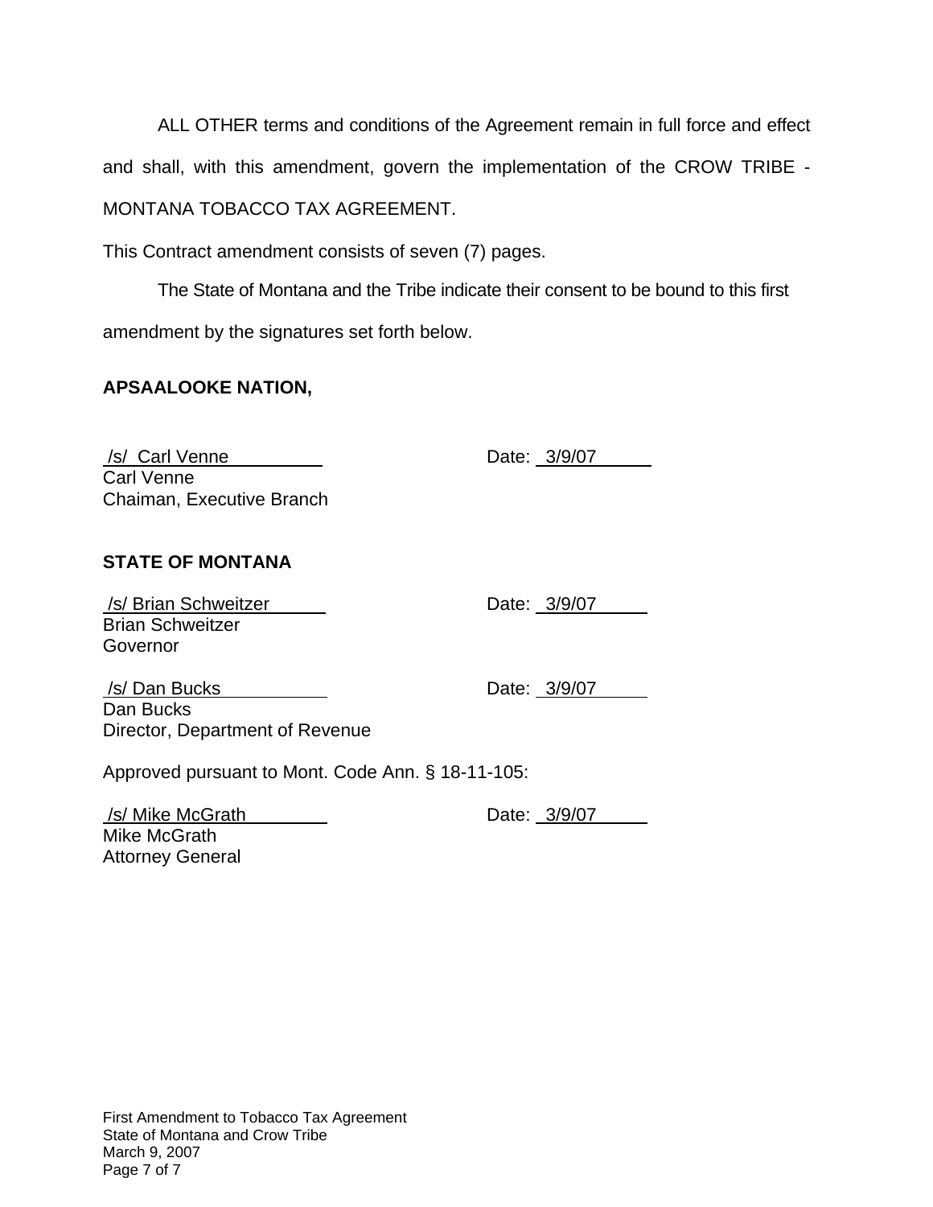ALL OTHER terms and conditions of the Agreement remain in full force and effect and shall, with this amendment, govern the implementation of the CROW TRIBE - MONTANA TOBACCO TAX AGREEMENT.

This Contract amendment consists of seven (7) pages.

The State of Montana and the Tribe indicate their consent to be bound to this first amendment by the signatures set forth below.

**APSAALOOKE NATION,**

/s/ Carl Venne  Date: 3/9/07
Carl Venne
Chaiman, Executive Branch

**STATE OF MONTANA**

/s/ Brian Schweitzer  Date: 3/9/07
Brian Schweitzer
Governor

/s/ Dan Bucks  Date: 3/9/07
Dan Bucks
Director, Department of Revenue

Approved pursuant to Mont. Code Ann. § 18-11-105:

/s/ Mike McGrath  Date: 3/9/07
Mike McGrath
Attorney General

First Amendment to Tobacco Tax Agreement
State of Montana and Crow Tribe
March 9, 2007